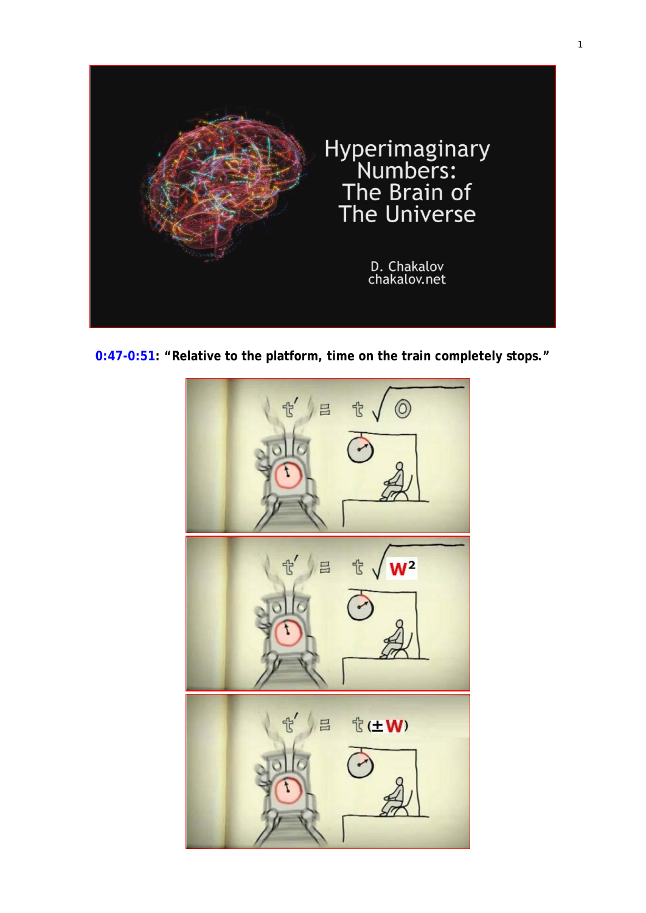# Hyperimaginary Numbers: The Brain of The Universe

D. Chakalov
chakalov.net

**0:47-0:51: "Relative to the platform, time on the train completely stops."**

$$t' = t\sqrt{0}$$

$$t' = t\sqrt{W^2}$$

$$t' = t(\pm W)$$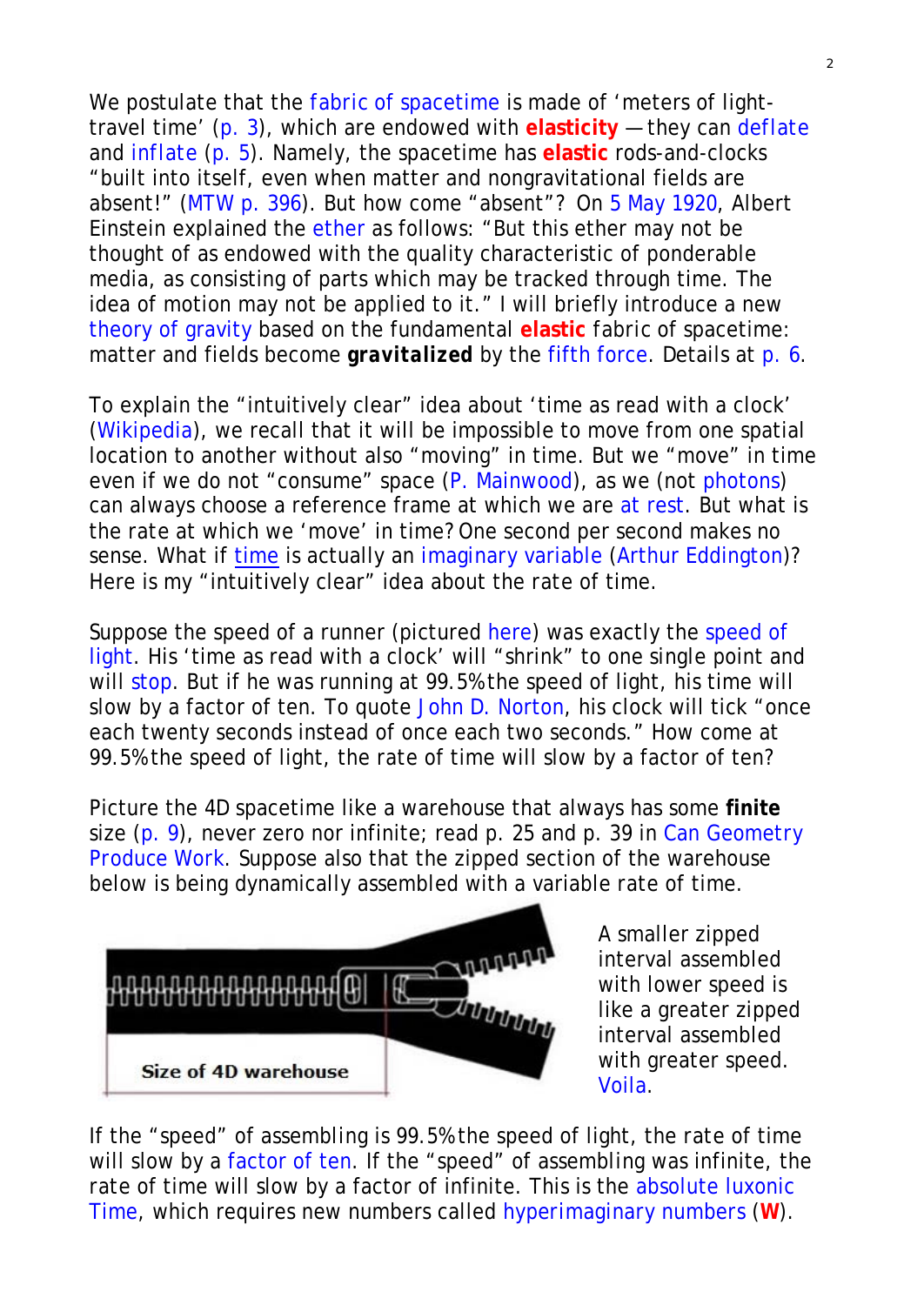We postulate that the fabric of spacetime is made of 'meters of light-travel time' (p. 3), which are endowed with **elasticity** — they can deflate and inflate (p. 5). Namely, the spacetime has **elastic** rods-and-clocks "built into itself, even when matter and nongravitational fields are absent!" (MTW p. 396). But how come "absent"? On 5 May 1920, Albert Einstein explained the ether as follows: "But this ether may not be thought of as endowed with the quality characteristic of ponderable media, as consisting of parts which may be tracked through time. The idea of motion may not be applied to it." I will briefly introduce a new theory of gravity based on the fundamental **elastic** fabric of spacetime: matter and fields become **gravitalized** by the fifth force. Details at p. 6.

To explain the "intuitively clear" idea about 'time as read with a clock' (Wikipedia), we recall that it will be impossible to move from one spatial location to another without also "moving" in time. But we "move" in time even if we do not "consume" space (P. Mainwood), as we (not photons) can always choose a reference frame at which we are at rest. But what is the rate at which we 'move' in time? One second per second makes no sense. What if time is actually an imaginary variable (Arthur Eddington)? Here is my "intuitively clear" idea about the rate of time.

Suppose the speed of a runner (pictured here) was exactly the speed of light. His 'time as read with a clock' will "shrink" to one single point and will stop. But if he was running at 99.5% the speed of light, his time will slow by a factor of ten. To quote John D. Norton, his clock will tick "once each twenty seconds instead of once each two seconds." How come at 99.5% the speed of light, the rate of time will slow by a factor of ten?

Picture the 4D spacetime like a warehouse that always has some **finite** size (p. 9), never zero nor infinite; read p. 25 and p. 39 in Can Geometry Produce Work. Suppose also that the zipped section of the warehouse below is being dynamically assembled with a variable rate of time.

Size of 4D warehouse

A smaller zipped interval assembled with lower speed is like a greater zipped interval assembled with greater speed. Voila.

If the "speed" of assembling is 99.5% the speed of light, the rate of time will slow by a factor of ten. If the "speed" of assembling was infinite, the rate of time will slow by a factor of infinite. This is the absolute luxonic Time, which requires new numbers called hyperimaginary numbers (**W**).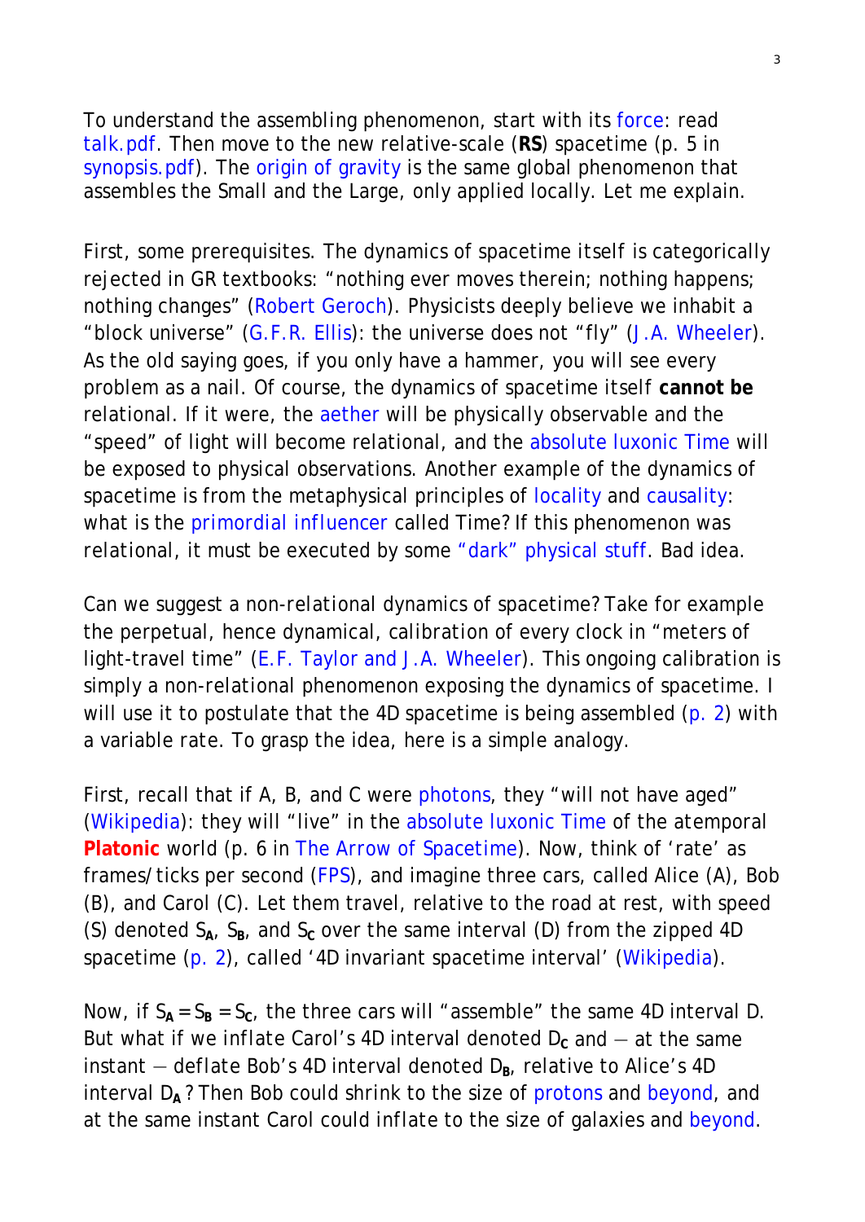To understand the assembling phenomenon, start with its force: read talk.pdf. Then move to the new relative-scale (**RS**) spacetime (p. 5 in synopsis.pdf). The origin of gravity is the same global phenomenon that assembles the Small and the Large, only applied locally. Let me explain.

First, some prerequisites. The dynamics of spacetime itself is categorically rejected in GR textbooks: "nothing ever moves therein; nothing happens; nothing changes" (Robert Geroch). Physicists deeply believe we inhabit a "block universe" (G.F.R. Ellis): the universe does not "fly" (J.A. Wheeler). As the old saying goes, if you only have a hammer, you will see every problem as a nail. Of course, the dynamics of spacetime itself **cannot be** relational. If it were, the aether will be physically observable and the "speed" of light will become relational, and the absolute luxonic Time will be exposed to physical observations. Another example of the dynamics of spacetime is from the metaphysical principles of locality and causality: what is the primordial influencer called Time? If this phenomenon was relational, it must be executed by some "dark" physical stuff. Bad idea.

Can we suggest a non-relational dynamics of spacetime? Take for example the perpetual, hence dynamical, calibration of every clock in "meters of light-travel time" (E.F. Taylor and J.A. Wheeler). This ongoing calibration is simply a non-relational phenomenon exposing the dynamics of spacetime. I will use it to postulate that the 4D spacetime is being assembled (p. 2) with a variable rate. To grasp the idea, here is a simple analogy.

First, recall that if A, B, and C were photons, they "will not have aged" (Wikipedia): they will "live" in the absolute luxonic Time of the atemporal **Platonic** world (p. 6 in The Arrow of Spacetime). Now, think of 'rate' as frames/ticks per second (FPS), and imagine three cars, called Alice (A), Bob (B), and Carol (C). Let them travel, relative to the road at rest, with speed (S) denoted $S_A$, $S_B$, and $S_C$ over the same interval (D) from the zipped 4D spacetime (p. 2), called '4D invariant spacetime interval' (Wikipedia).

Now, if $S_A = S_B = S_C$, the three cars will "assemble" the same 4D interval D. But what if we inflate Carol's 4D interval denoted $D_C$ and — at the same instant — deflate Bob's 4D interval denoted $D_B$, relative to Alice's 4D interval $D_A$? Then Bob could shrink to the size of protons and beyond, and at the same instant Carol could inflate to the size of galaxies and beyond.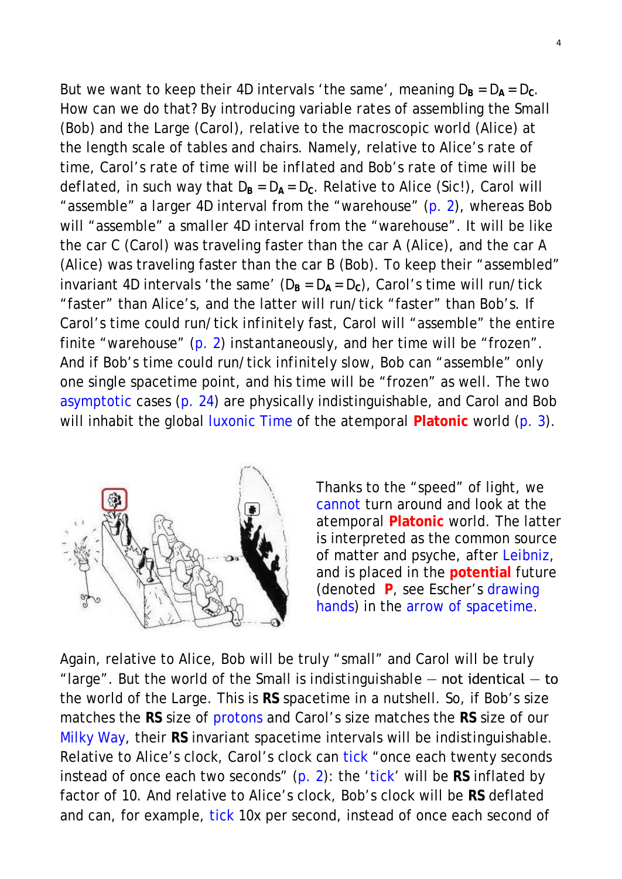But we want to keep their 4D intervals 'the same', meaning $D_B = D_A = D_C$. How can we do that? By introducing variable rates of assembling the Small (Bob) and the Large (Carol), relative to the macroscopic world (Alice) at the length scale of tables and chairs. Namely, relative to Alice's rate of time, Carol's rate of time will be inflated and Bob's rate of time will be deflated, in such way that $D_B = D_A = D_C$. Relative to Alice (Sic!), Carol will "assemble" a larger 4D interval from the "warehouse" (p. 2), whereas Bob will "assemble" a smaller 4D interval from the "warehouse". It will be like the car C (Carol) was traveling faster than the car A (Alice), and the car A (Alice) was traveling faster than the car B (Bob). To keep their "assembled" invariant 4D intervals 'the same' ($D_B = D_A = D_C$), Carol's time will run/tick "faster" than Alice's, and the latter will run/tick "faster" than Bob's. If Carol's time could run/tick infinitely fast, Carol will "assemble" the entire finite "warehouse" (p. 2) instantaneously, and her time will be "frozen". And if Bob's time could run/tick infinitely slow, Bob can "assemble" only one single spacetime point, and his time will be "frozen" as well. The two asymptotic cases (p. 24) are physically indistinguishable, and Carol and Bob will inhabit the global luxonic Time of the atemporal **Platonic** world (p. 3).

Thanks to the "speed" of light, we cannot turn around and look at the atemporal **Platonic** world. The latter is interpreted as the common source of matter and psyche, after Leibniz, and is placed in the **potential** future (denoted **P**, see Escher's drawing hands) in the arrow of spacetime.

Again, relative to Alice, Bob will be truly "small" and Carol will be truly "large". But the world of the Small is indistinguishable — not identical — to the world of the Large. This is **RS** spacetime in a nutshell. So, if Bob's size matches the **RS** size of protons and Carol's size matches the **RS** size of our Milky Way, their **RS** invariant spacetime intervals will be indistinguishable. Relative to Alice's clock, Carol's clock can tick "once each twenty seconds instead of once each two seconds" (p. 2): the 'tick' will be **RS** inflated by factor of 10. And relative to Alice's clock, Bob's clock will be **RS** deflated and can, for example, tick 10x per second, instead of once each second of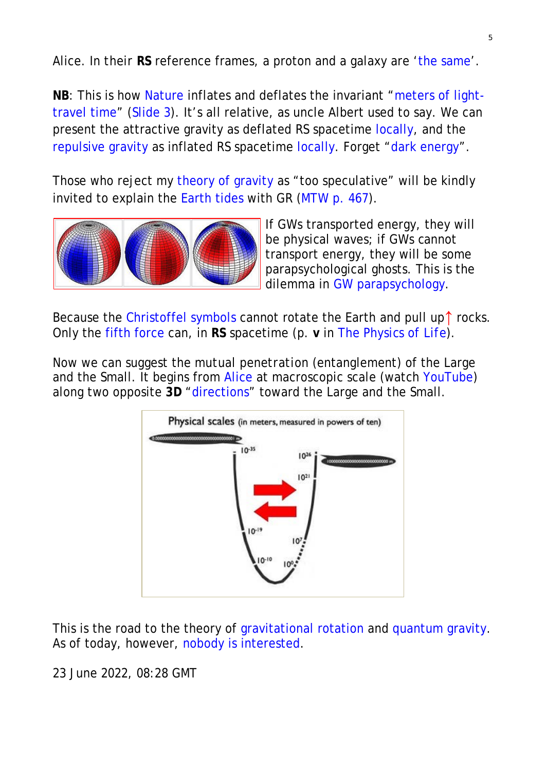Alice. In their **RS** reference frames, a proton and a galaxy are 'the same'.

**NB**: This is how Nature inflates and deflates the invariant "meters of light-travel time" (Slide 3). It's all relative, as uncle Albert used to say. We can present the attractive gravity as deflated RS spacetime locally, and the repulsive gravity as inflated RS spacetime locally. Forget "dark energy".

Those who reject my theory of gravity as "too speculative" will be kindly invited to explain the Earth tides with GR (MTW p. 467).

If GWs transported energy, they will be physical waves; if GWs cannot transport energy, they will be some parapsychological ghosts. This is the dilemma in GW parapsychology.

Because the Christoffel symbols cannot rotate the Earth and pull up↑ rocks. Only the fifth force can, in **RS** spacetime (p. **v** in The Physics of Life).

Now we can suggest the mutual penetration (entanglement) of the Large and the Small. It begins from Alice at macroscopic scale (watch YouTube) along two opposite **3D** "directions" toward the Large and the Small.

This is the road to the theory of gravitational rotation and quantum gravity. As of today, however, nobody is interested.

23 June 2022, 08:28 GMT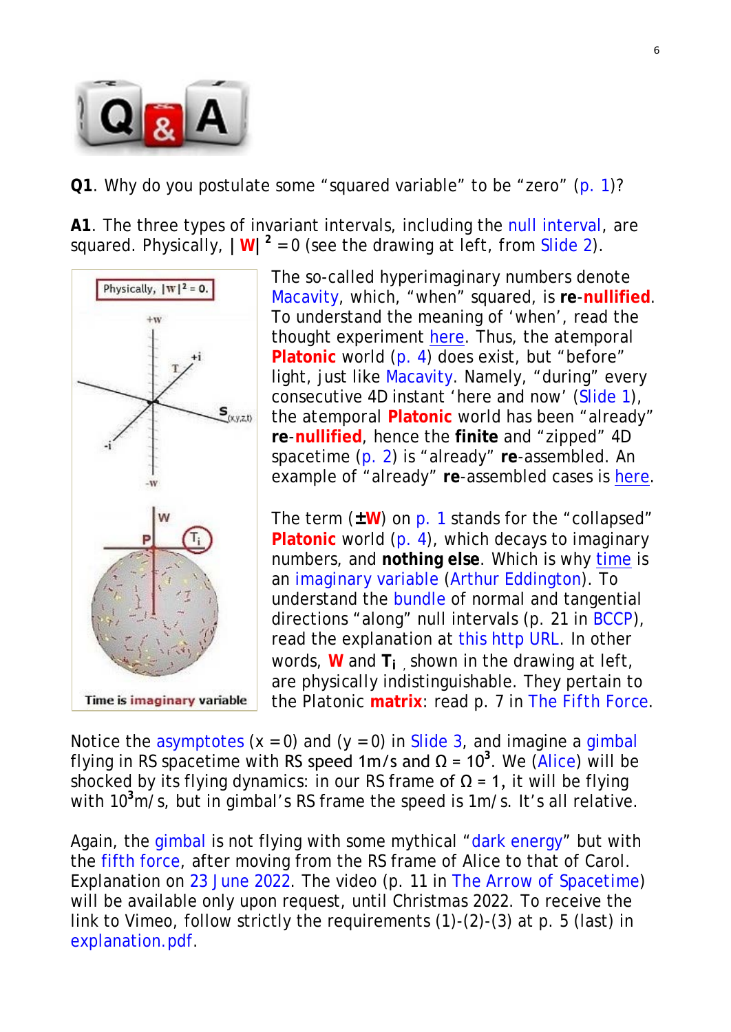**Q1**. Why do you postulate some "squared variable" to be "zero" (p. 1)?

**A1**. The three types of invariant intervals, including the null interval, are squared. Physically, $|\mathbf{W}|^2 = 0$ (see the drawing at left, from Slide 2).

The so-called hyperimaginary numbers denote Macavity, which, "when" squared, is **re**-**nullified**. To understand the meaning of 'when', read the thought experiment here. Thus, the atemporal **Platonic** world (p. 4) does exist, but "before" light, just like Macavity. Namely, "during" every consecutive 4D instant 'here and now' (Slide 1), the atemporal **Platonic** world has been "already" **re**-**nullified**, hence the **finite** and "zipped" 4D spacetime (p. 2) is "already" **re**-assembled. An example of "already" **re**-assembled cases is here.

The term (**±W**) on p. 1 stands for the "collapsed" **Platonic** world (p. 4), which decays to imaginary numbers, and **nothing else**. Which is why time is an imaginary variable (Arthur Eddington). To understand the bundle of normal and tangential directions "along" null intervals (p. 21 in BCCP), read the explanation at this http URL. In other words, **W** and $\mathbf{T_i}$, shown in the drawing at left, are physically indistinguishable. They pertain to the Platonic **matrix**: read p. 7 in The Fifth Force.

Notice the asymptotes (x = 0) and (y = 0) in Slide 3, and imagine a gimbal flying in RS spacetime with RS speed 1m/s and $\Omega = 10^3$. We (Alice) will be shocked by its flying dynamics: in our RS frame of $\Omega = 1$, it will be flying with $10^3$m/s, but in gimbal's RS frame the speed is 1m/s. It's all relative.

Again, the gimbal is not flying with some mythical "dark energy" but with the fifth force, after moving from the RS frame of Alice to that of Carol. Explanation on 23 June 2022. The video (p. 11 in The Arrow of Spacetime) will be available only upon request, until Christmas 2022. To receive the link to Vimeo, follow strictly the requirements (1)-(2)-(3) at p. 5 (last) in explanation.pdf.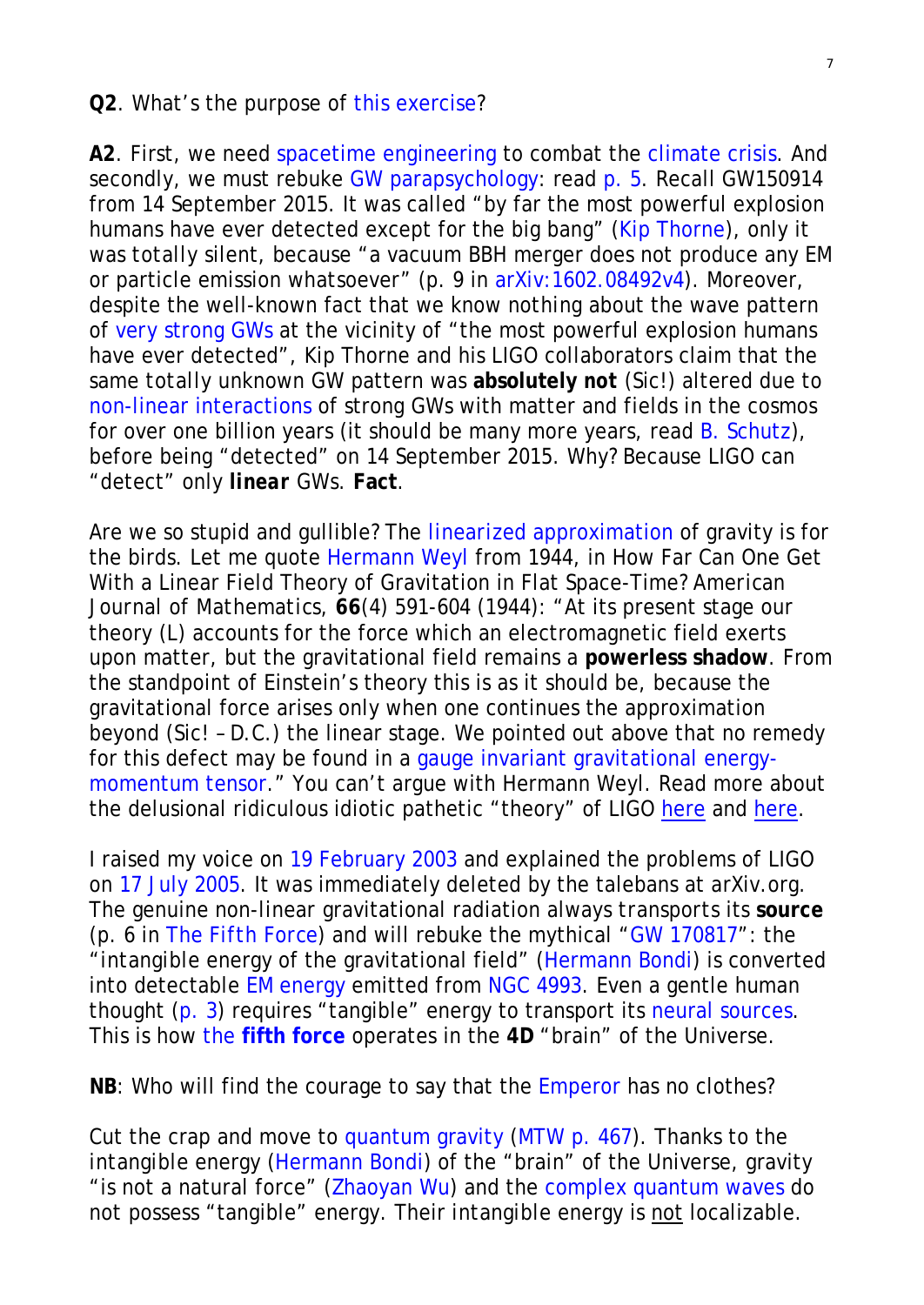**Q2**. What's the purpose of this exercise?

**A2**. First, we need spacetime engineering to combat the climate crisis. And secondly, we must rebuke GW parapsychology: read p. 5. Recall GW150914 from 14 September 2015. It was called "by far the most powerful explosion humans have ever detected except for the big bang" (Kip Thorne), only it was totally silent, because "a vacuum BBH merger does not produce any EM or particle emission whatsoever" (p. 9 in arXiv:1602.08492v4). Moreover, despite the well-known fact that we know nothing about the wave pattern of very strong GWs at the vicinity of "the most powerful explosion humans have ever detected", Kip Thorne and his LIGO collaborators claim that the same totally unknown GW pattern was **absolutely not** (Sic!) altered due to non-linear interactions of strong GWs with matter and fields in the cosmos for over one billion years (it should be many more years, read B. Schutz), before being "detected" on 14 September 2015. Why? Because LIGO can "detect" only ***linear*** GWs. **Fact**.

Are we so stupid and gullible? The linearized approximation of gravity is for the birds. Let me quote Hermann Weyl from 1944, in How Far Can One Get With a Linear Field Theory of Gravitation in Flat Space-Time? American Journal of Mathematics, **66**(4) 591-604 (1944): "At its present stage our theory (L) accounts for the force which an electromagnetic field exerts upon matter, but the gravitational field remains a **powerless shadow**. From the standpoint of Einstein's theory this is as it should be, because the gravitational force arises only when one continues the approximation beyond (Sic! – D.C.) the linear stage. We pointed out above that no remedy for this defect may be found in a gauge invariant gravitational energy-momentum tensor." You can't argue with Hermann Weyl. Read more about the delusional ridiculous idiotic pathetic "theory" of LIGO here and here.

I raised my voice on 19 February 2003 and explained the problems of LIGO on 17 July 2005. It was immediately deleted by the talebans at arXiv.org. The genuine non-linear gravitational radiation always transports its **source** (p. 6 in The Fifth Force) and will rebuke the mythical "GW 170817": the "intangible energy of the gravitational field" (Hermann Bondi) is converted into detectable EM energy emitted from NGC 4993. Even a gentle human thought (p. 3) requires "tangible" energy to transport its neural sources. This is how the **fifth force** operates in the **4D** "brain" of the Universe.

**NB**: Who will find the courage to say that the Emperor has no clothes?

Cut the crap and move to quantum gravity (MTW p. 467). Thanks to the intangible energy (Hermann Bondi) of the "brain" of the Universe, gravity "is not a natural force" (Zhaoyan Wu) and the complex quantum waves do not possess "tangible" energy. Their intangible energy is <u>not</u> localizable.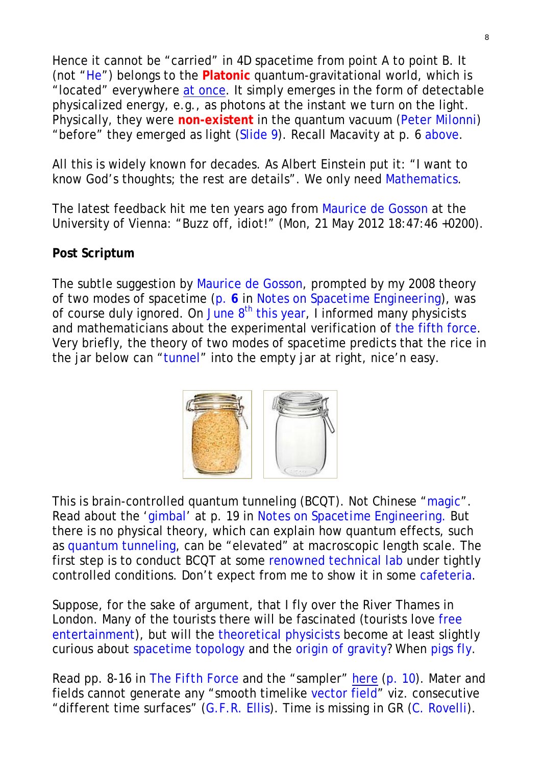Hence it cannot be "carried" in 4D spacetime from point A to point B. It (not "He") belongs to the **Platonic** quantum-gravitational world, which is "located" everywhere at once. It simply emerges in the form of detectable physicalized energy, e.g., as photons at the instant we turn on the light. Physically, they were **non-existent** in the quantum vacuum (Peter Milonni) "before" they emerged as light (Slide 9). Recall Macavity at p. 6 above.

All this is widely known for decades. As Albert Einstein put it: "I want to know God's thoughts; the rest are details". We only need Mathematics.

The latest feedback hit me ten years ago from Maurice de Gosson at the University of Vienna: "Buzz off, idiot!" (Mon, 21 May 2012 18:47:46 +0200).

**Post Scriptum**

The subtle suggestion by Maurice de Gosson, prompted by my 2008 theory of two modes of spacetime (p. **6** in Notes on Spacetime Engineering), was of course duly ignored. On June 8th this year, I informed many physicists and mathematicians about the experimental verification of the fifth force. Very briefly, the theory of two modes of spacetime predicts that the rice in the jar below can "tunnel" into the empty jar at right, nice'n easy.

This is brain-controlled quantum tunneling (BCQT). Not Chinese "magic". Read about the 'gimbal' at p. 19 in Notes on Spacetime Engineering. But there is no physical theory, which can explain how quantum effects, such as quantum tunneling, can be "elevated" at macroscopic length scale. The first step is to conduct BCQT at some renowned technical lab under tightly controlled conditions. Don't expect from me to show it in some cafeteria.

Suppose, for the sake of argument, that I fly over the River Thames in London. Many of the tourists there will be fascinated (tourists love free entertainment), but will the theoretical physicists become at least slightly curious about spacetime topology and the origin of gravity? When pigs fly.

Read pp. 8-16 in The Fifth Force and the "sampler" here (p. 10). Mater and fields cannot generate any "smooth timelike vector field" viz. consecutive "different time surfaces" (G.F.R. Ellis). Time is missing in GR (C. Rovelli).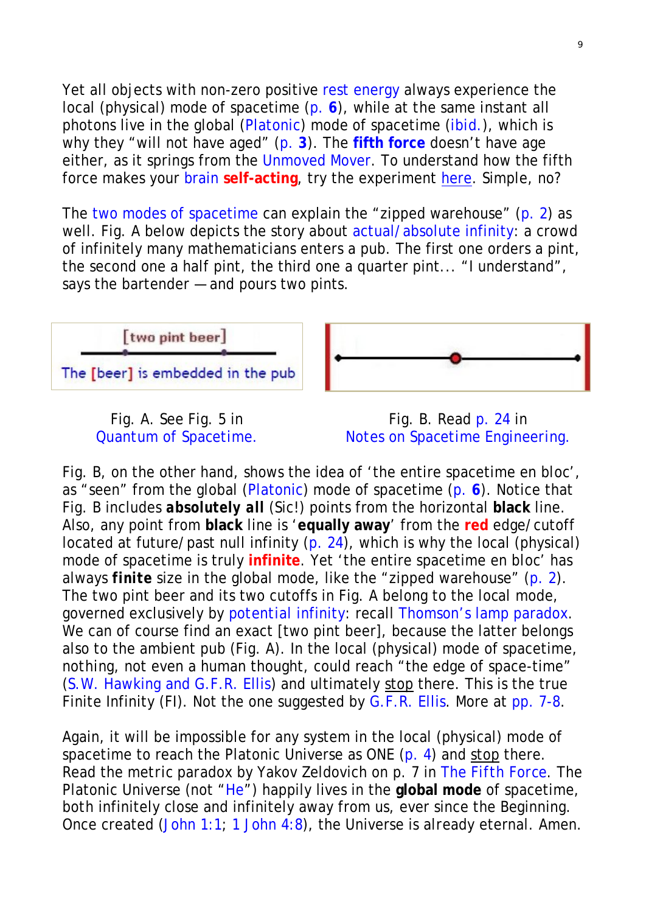Yet all objects with non-zero positive rest energy always experience the local (physical) mode of spacetime (p. **6**), while at the same instant all photons live in the global (Platonic) mode of spacetime (ibid.), which is why they "will not have aged" (p. **3**). The **fifth force** doesn't have age either, as it springs from the Unmoved Mover. To understand how the fifth force makes your brain **self-acting**, try the experiment here. Simple, no?

The two modes of spacetime can explain the "zipped warehouse" (p. 2) as well. Fig. A below depicts the story about actual/absolute infinity: a crowd of infinitely many mathematicians enters a pub. The first one orders a pint, the second one a half pint, the third one a quarter pint... "I understand", says the bartender — and pours two pints.

Fig. A. See Fig. 5 in Quantum of Spacetime.

Fig. B. Read p. 24 in Notes on Spacetime Engineering.

Fig. B, on the other hand, shows the idea of 'the entire spacetime en bloc', as "seen" from the global (Platonic) mode of spacetime (p. **6**). Notice that Fig. B includes ***absolutely all*** (Sic!) points from the horizontal **black** line. Also, any point from **black** line is '**equally away**' from the **red** edge/cutoff located at future/past null infinity (p. 24), which is why the local (physical) mode of spacetime is truly **infinite**. Yet 'the entire spacetime en bloc' has always **finite** size in the global mode, like the "zipped warehouse" (p. 2). The two pint beer and its two cutoffs in Fig. A belong to the local mode, governed exclusively by potential infinity: recall Thomson's lamp paradox. We can of course find an exact [two pint beer], because the latter belongs also to the ambient pub (Fig. A). In the local (physical) mode of spacetime, nothing, not even a human thought, could reach "the edge of space-time" (S.W. Hawking and G.F.R. Ellis) and ultimately stop there. This is the true Finite Infinity (FI). Not the one suggested by G.F.R. Ellis. More at pp. 7-8.

Again, it will be impossible for any system in the local (physical) mode of spacetime to reach the Platonic Universe as ONE (p. 4) and stop there. Read the metric paradox by Yakov Zeldovich on p. 7 in The Fifth Force. The Platonic Universe (not "He") happily lives in the **global mode** of spacetime, both infinitely close and infinitely away from us, ever since the Beginning. Once created (John 1:1; 1 John 4:8), the Universe is already eternal. Amen.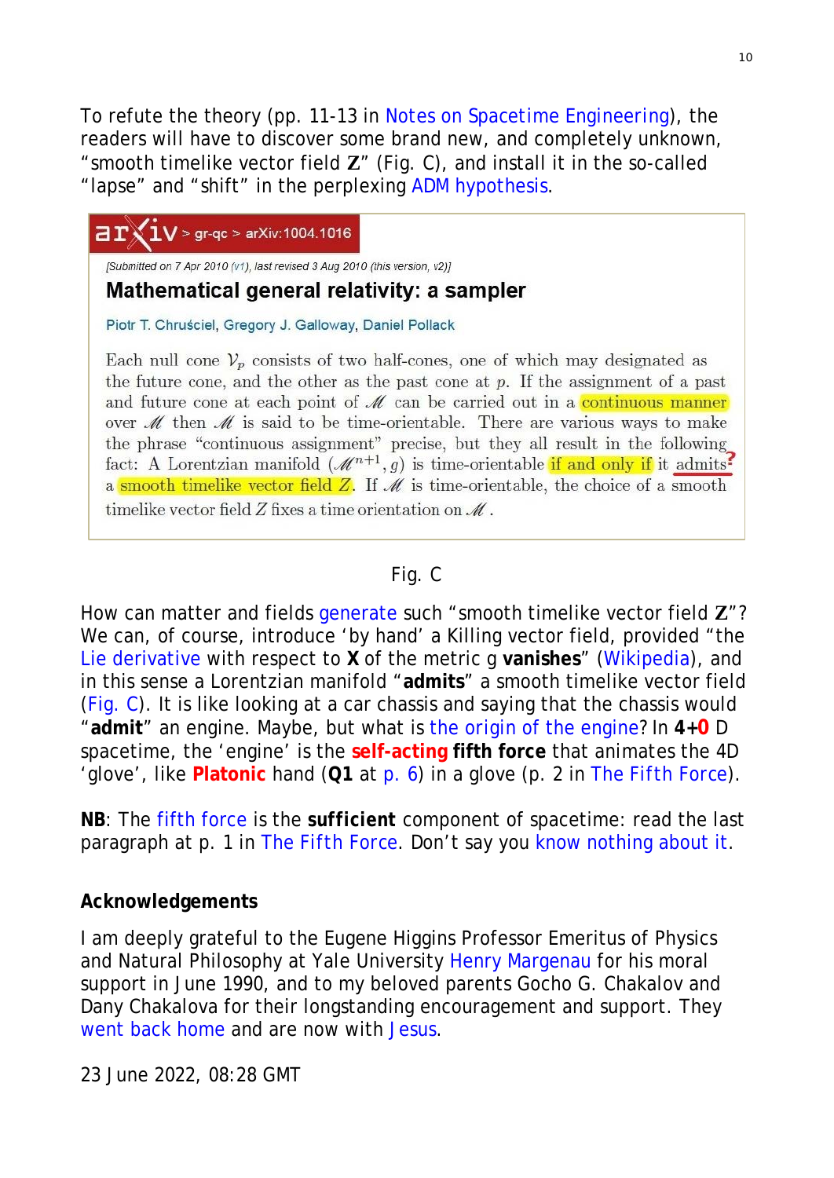To refute the theory (pp. 11-13 in Notes on Spacetime Engineering), the readers will have to discover some brand new, and completely unknown, “smooth timelike vector field **Z**” (Fig. C), and install it in the so-called “lapse” and “shift” in the perplexing ADM hypothesis.

arXiv > gr-qc > arXiv:1004.1016

[Submitted on 7 Apr 2010 (v1), last revised 3 Aug 2010 (this version, v2)]

**Mathematical general relativity: a sampler**

Piotr T. Chruściel, Gregory J. Galloway, Daniel Pollack

Each null cone $\mathcal{V}_p$ consists of two half-cones, one of which may designated as the future cone, and the other as the past cone at $p$. If the assignment of a past and future cone at each point of $\mathscr{M}$ can be carried out in a continuous manner over $\mathscr{M}$ then $\mathscr{M}$ is said to be time-orientable. There are various ways to make the phrase “continuous assignment” precise, but they all result in the following fact: A Lorentzian manifold $(\mathscr{M}^{n+1}, g)$ is time-orientable if and only if it admits? a smooth timelike vector field $Z$. If $\mathscr{M}$ is time-orientable, the choice of a smooth timelike vector field $Z$ fixes a time orientation on $\mathscr{M}$.

Fig. C

How can matter and fields generate such “smooth timelike vector field **Z**”? We can, of course, introduce ‘by hand’ a Killing vector field, provided “the Lie derivative with respect to **X** of the metric g **vanishes**” (Wikipedia), and in this sense a Lorentzian manifold “**admits**” a smooth timelike vector field (Fig. C). It is like looking at a car chassis and saying that the chassis would “**admit**” an engine. Maybe, but what is the origin of the engine? In **4+0** D spacetime, the ‘engine’ is the **self-acting fifth force** that animates the 4D ‘glove’, like **Platonic** hand (**Q1** at p. 6) in a glove (p. 2 in The Fifth Force).

**NB**: The fifth force is the **sufficient** component of spacetime: read the last paragraph at p. 1 in The Fifth Force. Don’t say you know nothing about it.

**Acknowledgements**

I am deeply grateful to the Eugene Higgins Professor Emeritus of Physics and Natural Philosophy at Yale University Henry Margenau for his moral support in June 1990, and to my beloved parents Gocho G. Chakalov and Dany Chakalova for their longstanding encouragement and support. They went back home and are now with Jesus.

23 June 2022, 08:28 GMT